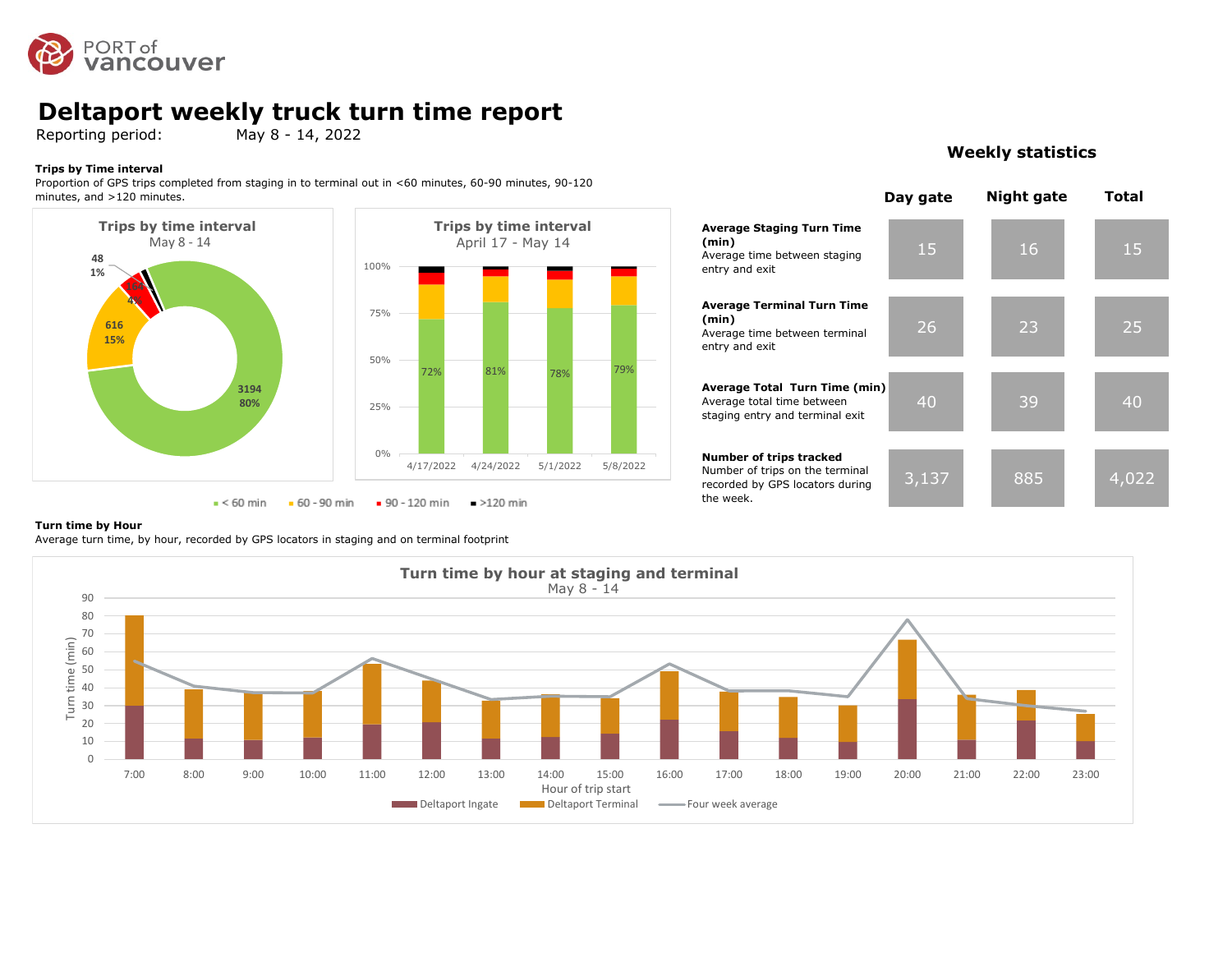PORT of vancouver

# Deltaport weekly truck turn time report

Reporting period: May 8 - 14, 2022

### Trips by Time interval

Proportion of GPS trips completed from staging in to terminal out in <60 minutes, 60-90 minutes, 90-120 minutes, and >120 minutes.

**Trips by time interval**
May 8 - 14

| Interval | Trips | Share |
|---|---|---|
| < 60 min | 3194 | 80% |
| 60 - 90 min | 616 | 15% |
| 90 - 120 min | 164 | 4% |
| >120 min | 48 | 1% |

**Trips by time interval**
April 17 - May 14

| Week | < 60 min |
|---|---|
| 4/17/2022 | 72% |
| 4/24/2022 | 81% |
| 5/1/2022 | 78% |
| 5/8/2022 | 79% |

■ < 60 min ■ 60 - 90 min ■ 90 - 120 min ■ >120 min

## Weekly statistics

| | Day gate | Night gate | Total |
|---|---|---|---|
| **Average Staging Turn Time (min)** Average time between staging entry and exit | 15 | 16 | 15 |
| **Average Terminal Turn Time (min)** Average time between terminal entry and exit | 26 | 23 | 25 |
| **Average Total Turn Time (min)** Average total time between staging entry and terminal exit | 40 | 39 | 40 |
| **Number of trips tracked** Number of trips on the terminal recorded by GPS locators during the week. | 3,137 | 885 | 4,022 |

### Turn time by Hour

Average turn time, by hour, recorded by GPS locators in staging and on terminal footprint

**Turn time by hour at staging and terminal**
May 8 - 14

Turn time (min) by Hour of trip start (7:00 – 23:00)

Legend: Deltaport Ingate, Deltaport Terminal, Four week average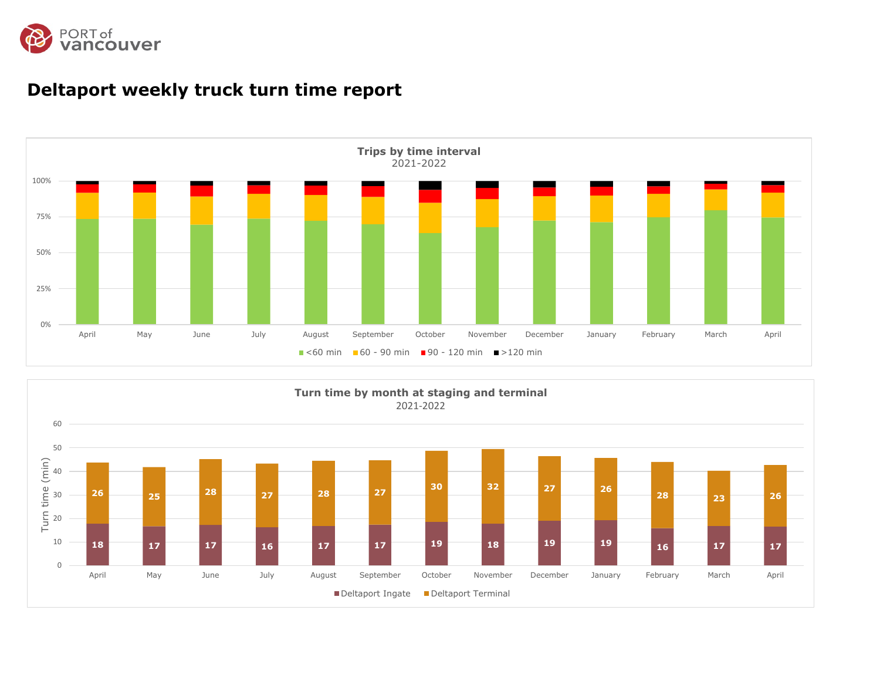# Deltaport weekly truck turn time report

**Trips by time interval**
2021-2022

| Month | <60 min | 60 - 90 min | 90 - 120 min | >120 min |
|---|---|---|---|---|
| April | | | | |
| May | | | | |
| June | | | | |
| July | | | | |
| August | | | | |
| September | | | | |
| October | | | | |
| November | | | | |
| December | | | | |
| January | | | | |
| February | | | | |
| March | | | | |
| April | | | | |

**Turn time by month at staging and terminal**
2021-2022

Turn time (min)

| Month | Deltaport Ingate | Deltaport Terminal |
|---|---|---|
| April | 18 | 26 |
| May | 17 | 25 |
| June | 17 | 28 |
| July | 16 | 27 |
| August | 17 | 28 |
| September | 17 | 27 |
| October | 19 | 30 |
| November | 18 | 32 |
| December | 19 | 27 |
| January | 19 | 26 |
| February | 16 | 28 |
| March | 17 | 23 |
| April | 17 | 26 |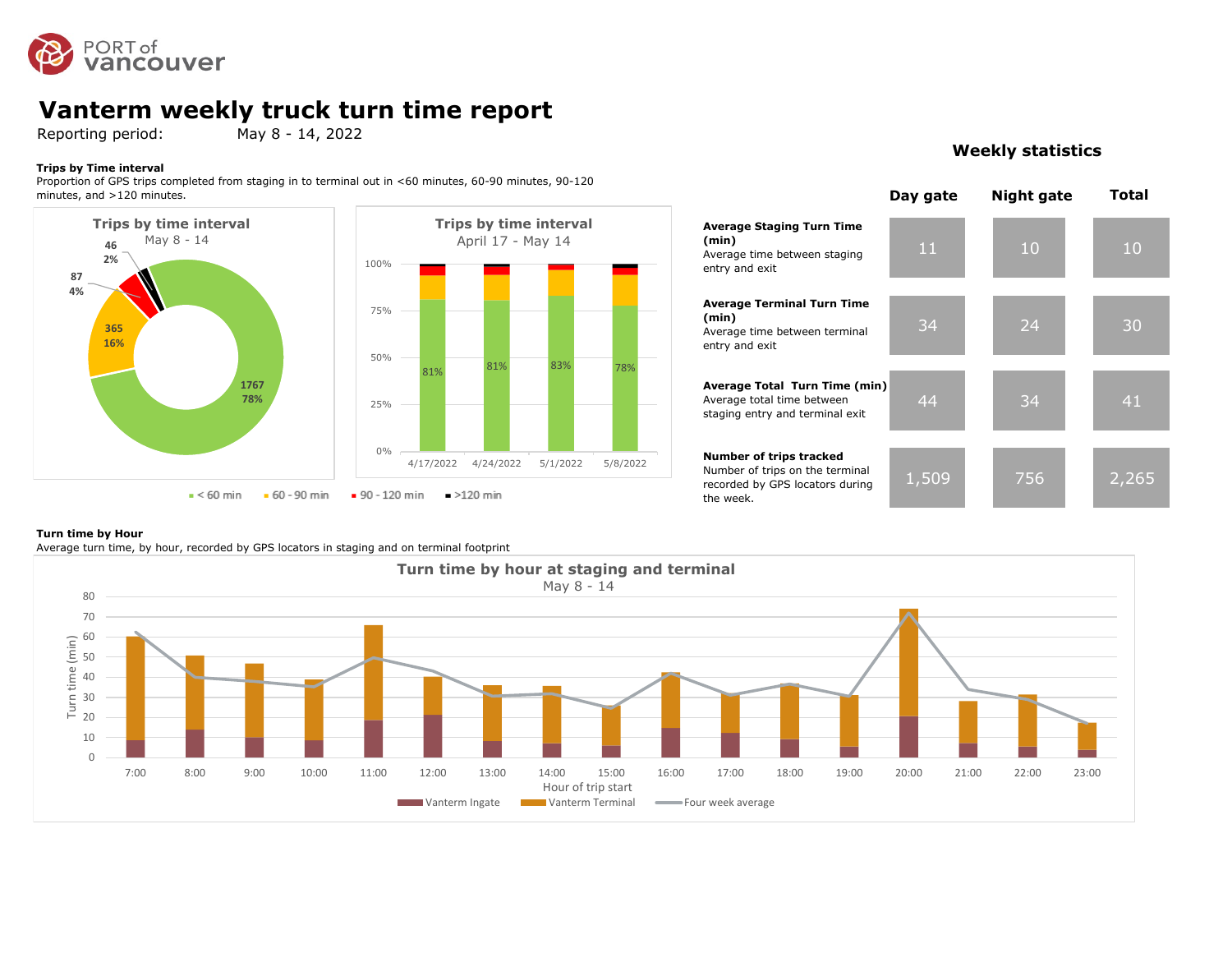# Vanterm weekly truck turn time report

Reporting period: May 8 - 14, 2022

**Trips by Time interval**

Proportion of GPS trips completed from staging in to terminal out in <60 minutes, 60-90 minutes, 90-120 minutes, and >120 minutes.

**Trips by time interval**
May 8 - 14

| Interval | Trips | Share |
|---|---|---|
| < 60 min | 1767 | 78% |
| 60 - 90 min | 365 | 16% |
| 90 - 120 min | 87 | 4% |
| >120 min | 46 | 2% |

**Trips by time interval**
April 17 - May 14

| Week | < 60 min |
|---|---|
| 4/17/2022 | 81% |
| 4/24/2022 | 81% |
| 5/1/2022 | 83% |
| 5/8/2022 | 78% |

■ < 60 min ■ 60 - 90 min ■ 90 - 120 min ■ >120 min

## Weekly statistics

| | Day gate | Night gate | Total |
|---|---|---|---|
| **Average Staging Turn Time (min)** Average time between staging entry and exit | 11 | 10 | 10 |
| **Average Terminal Turn Time (min)** Average time between terminal entry and exit | 34 | 24 | 30 |
| **Average Total Turn Time (min)** Average total time between staging entry and terminal exit | 44 | 34 | 41 |
| **Number of trips tracked** Number of trips on the terminal recorded by GPS locators during the week. | 1,509 | 756 | 2,265 |

**Turn time by Hour**

Average turn time, by hour, recorded by GPS locators in staging and on terminal footprint

**Turn time by hour at staging and terminal**
May 8 - 14

Turn time (min) by Hour of trip start (7:00 – 23:00)

■ Vanterm Ingate ■ Vanterm Terminal — Four week average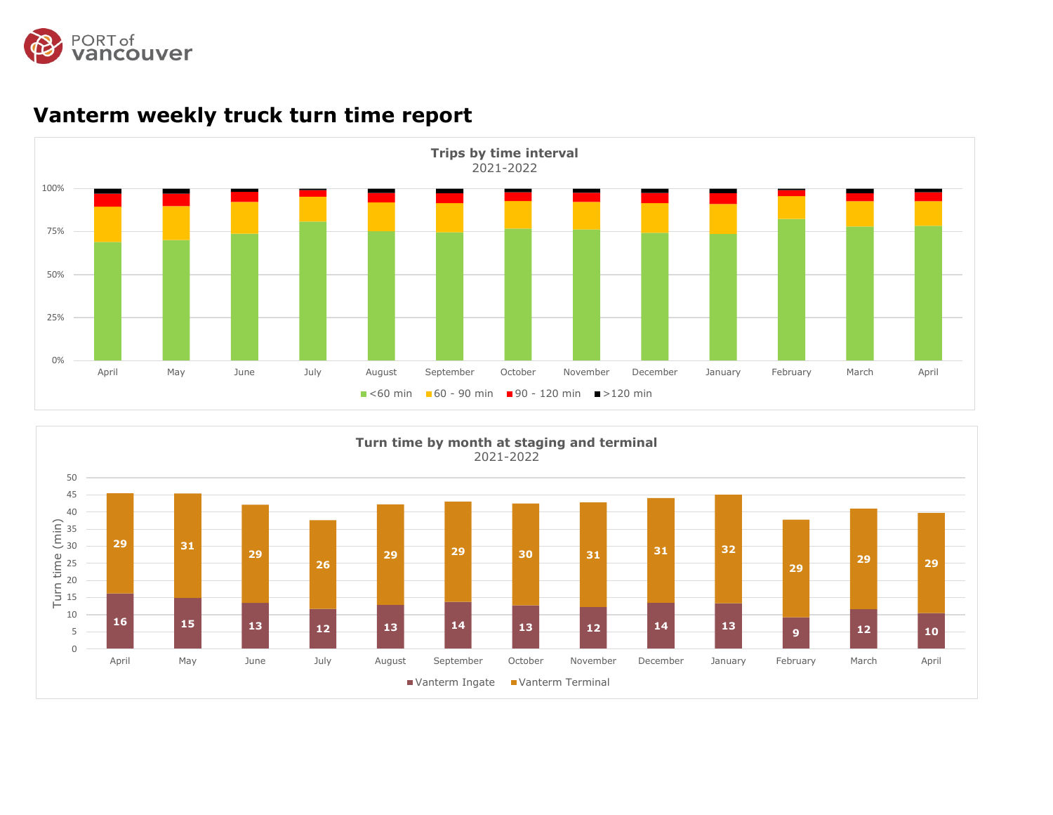# Vanterm weekly truck turn time report

**Trips by time interval**
2021-2022

100%
75%
50%
25%
0%

April | May | June | July | August | September | October | November | December | January | February | March | April

<60 min | 60 - 90 min | 90 - 120 min | >120 min

**Turn time by month at staging and terminal**
2021-2022

Turn time (min)

| Month | Vanterm Ingate | Vanterm Terminal |
| --- | --- | --- |
| April | 16 | 29 |
| May | 15 | 31 |
| June | 13 | 29 |
| July | 12 | 26 |
| August | 13 | 29 |
| September | 14 | 29 |
| October | 13 | 30 |
| November | 12 | 31 |
| December | 14 | 31 |
| January | 13 | 32 |
| February | 9 | 29 |
| March | 12 | 29 |
| April | 10 | 29 |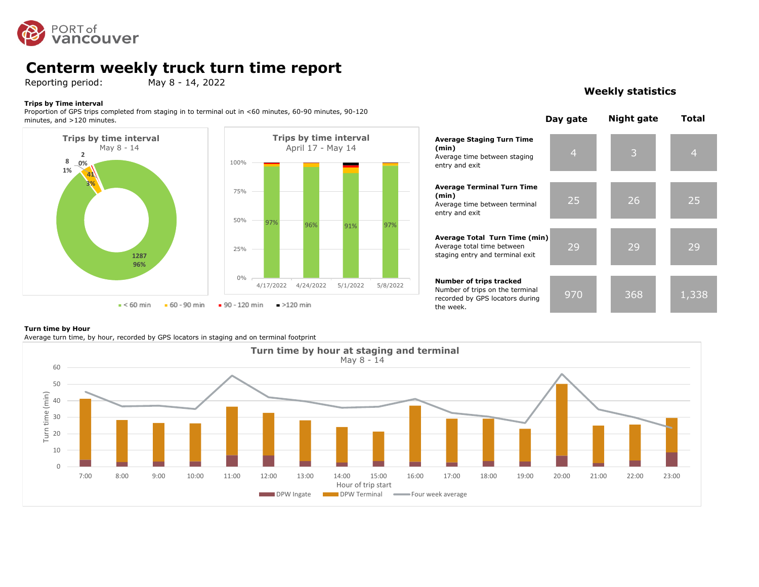# Centerm weekly truck turn time report

Reporting period: May 8 - 14, 2022

**Trips by Time interval**
Proportion of GPS trips completed from staging in to terminal out in <60 minutes, 60-90 minutes, 90-120 minutes, and >120 minutes.

Trips by time interval
May 8 - 14

- < 60 min: 1287 (96%)
- 60 - 90 min: 41 (3%)
- 90 - 120 min: 8 (1%)
- >120 min: 2 (0%)

Trips by time interval
April 17 - May 14

| Week | < 60 min |
|---|---|
| 4/17/2022 | 97% |
| 4/24/2022 | 96% |
| 5/1/2022 | 91% |
| 5/8/2022 | 97% |

■ < 60 min ■ 60 - 90 min ■ 90 - 120 min ■ >120 min

## Weekly statistics

| | Day gate | Night gate | Total |
|---|---|---|---|
| **Average Staging Turn Time (min)** Average time between staging entry and exit | 4 | 3 | 4 |
| **Average Terminal Turn Time (min)** Average time between terminal entry and exit | 25 | 26 | 25 |
| **Average Total Turn Time (min)** Average total time between staging entry and terminal exit | 29 | 29 | 29 |
| **Number of trips tracked** Number of trips on the terminal recorded by GPS locators during the week. | 970 | 368 | 1,338 |

**Turn time by Hour**
Average turn time, by hour, recorded by GPS locators in staging and on terminal footprint

Turn time by hour at staging and terminal
May 8 - 14

Turn time (min); Hour of trip start: 7:00, 8:00, 9:00, 10:00, 11:00, 12:00, 13:00, 14:00, 15:00, 16:00, 17:00, 18:00, 19:00, 20:00, 21:00, 22:00, 23:00

DPW Ingate ■ DPW Terminal — Four week average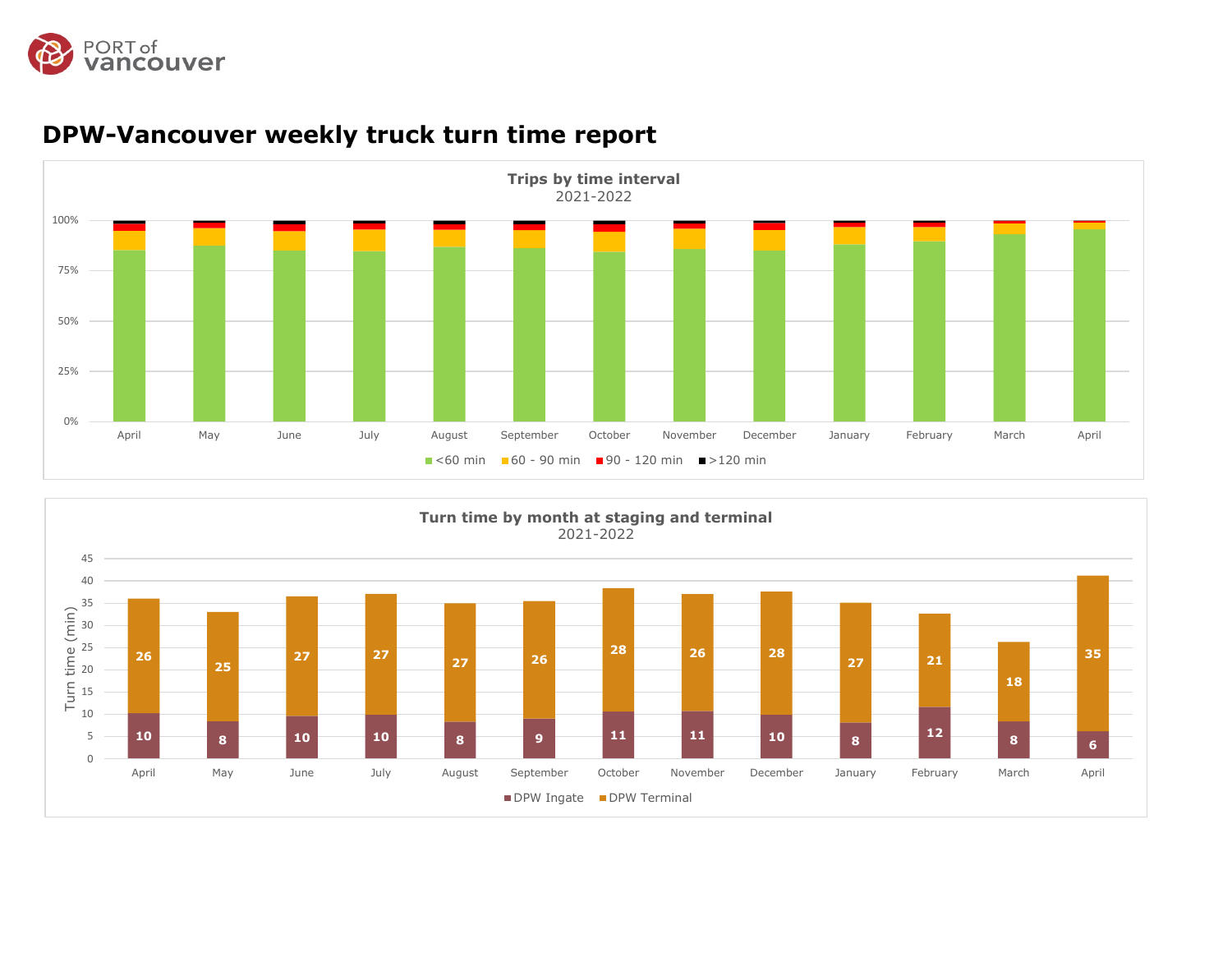# DPW-Vancouver weekly truck turn time report

**Trips by time interval**
2021-2022

<60 min | 60 - 90 min | 90 - 120 min | >120 min

April, May, June, July, August, September, October, November, December, January, February, March, April

**Turn time by month at staging and terminal**
2021-2022

| Month | DPW Ingate | DPW Terminal |
|---|---|---|
| April | 10 | 26 |
| May | 8 | 25 |
| June | 10 | 27 |
| July | 10 | 27 |
| August | 8 | 27 |
| September | 9 | 26 |
| October | 11 | 28 |
| November | 11 | 26 |
| December | 10 | 28 |
| January | 8 | 27 |
| February | 12 | 21 |
| March | 8 | 18 |
| April | 6 | 35 |

Turn time (min)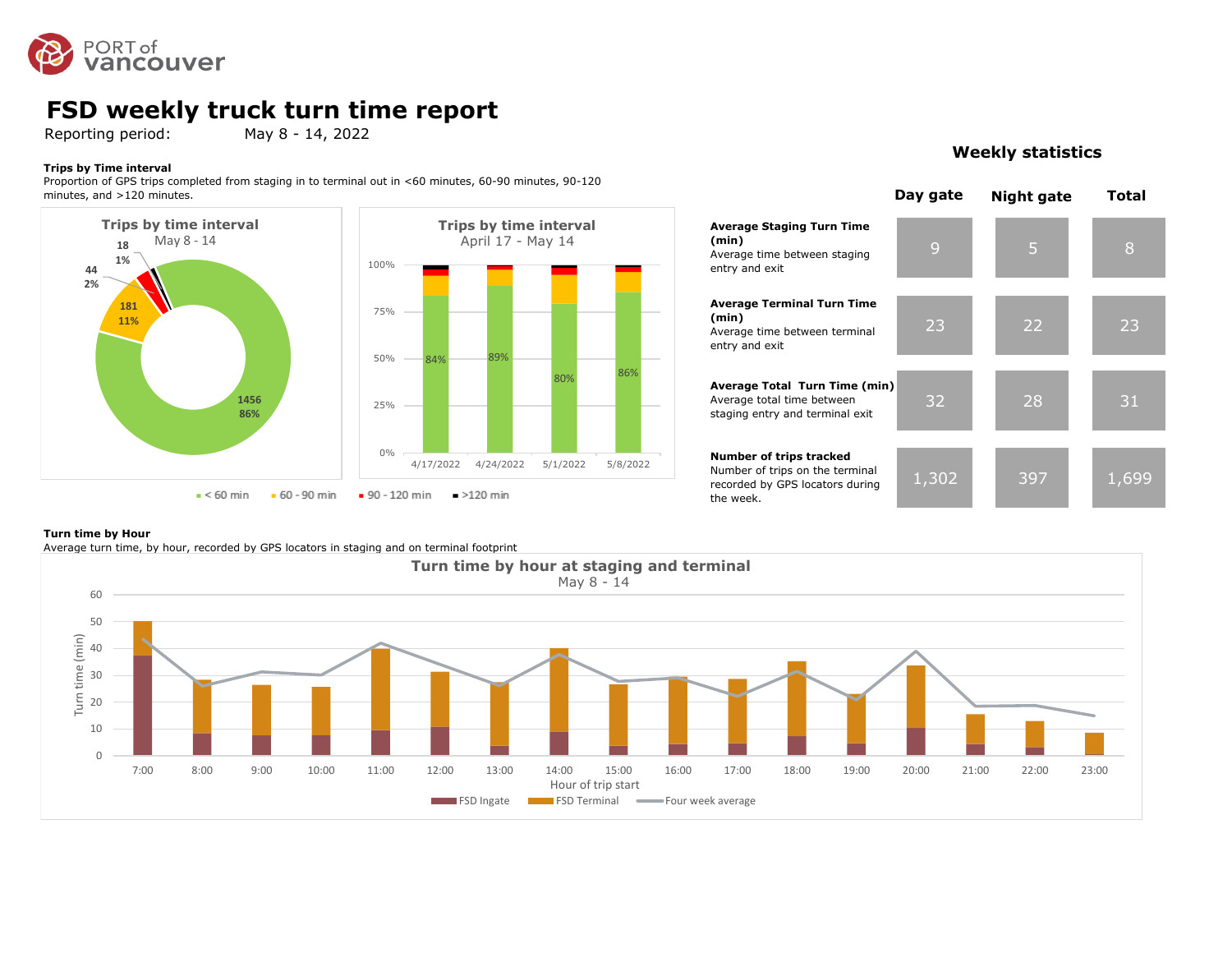# FSD weekly truck turn time report

Reporting period: May 8 - 14, 2022

**Trips by Time interval**
Proportion of GPS trips completed from staging in to terminal out in <60 minutes, 60-90 minutes, 90-120 minutes, and >120 minutes.

**Trips by time interval**
May 8 - 14

| Interval | Trips | Share |
|---|---|---|
| < 60 min | 1456 | 86% |
| 60 - 90 min | 181 | 11% |
| 90 - 120 min | 44 | 2% |
| >120 min | 18 | 1% |

**Trips by time interval**
April 17 - May 14

| Week | < 60 min |
|---|---|
| 4/17/2022 | 84% |
| 4/24/2022 | 89% |
| 5/1/2022 | 80% |
| 5/8/2022 | 86% |

■ < 60 min ■ 60 - 90 min ■ 90 - 120 min ■ >120 min

## Weekly statistics

| | Day gate | Night gate | Total |
|---|---|---|---|
| **Average Staging Turn Time (min)** Average time between staging entry and exit | 9 | 5 | 8 |
| **Average Terminal Turn Time (min)** Average time between terminal entry and exit | 23 | 22 | 23 |
| **Average Total Turn Time (min)** Average total time between staging entry and terminal exit | 32 | 28 | 31 |
| **Number of trips tracked** Number of trips on the terminal recorded by GPS locators during the week. | 1,302 | 397 | 1,699 |

**Turn time by Hour**
Average turn time, by hour, recorded by GPS locators in staging and on terminal footprint

**Turn time by hour at staging and terminal**
May 8 - 14

Turn time (min) by Hour of trip start (7:00 – 23:00)

■ FSD Ingate ■ FSD Terminal — Four week average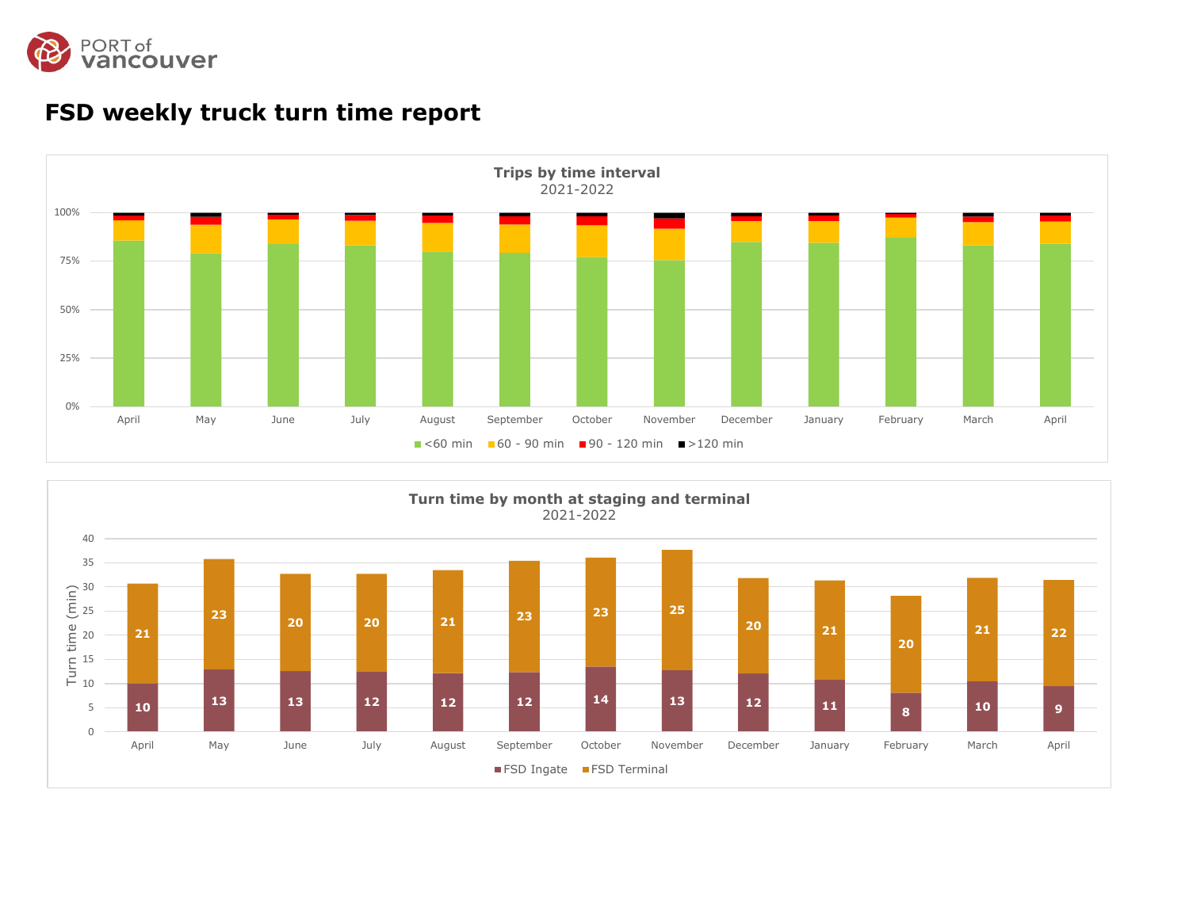PORT of vancouver

# FSD weekly truck turn time report

**Trips by time interval**
2021-2022

100%
75%
50%
25%
0%

April
May
June
July
August
September
October
November
December
January
February
March
April

<60 min
60 - 90 min
90 - 120 min
>120 min

**Turn time by month at staging and terminal**
2021-2022

Turn time (min)

40
35
30
25
20
15
10
5
0

April: 10, 21
May: 13, 23
June: 13, 20
July: 12, 20
August: 12, 21
September: 12, 23
October: 14, 23
November: 13, 25
December: 12, 20
January: 11, 21
February: 8, 20
March: 10, 21
April: 9, 22

FSD Ingate
FSD Terminal